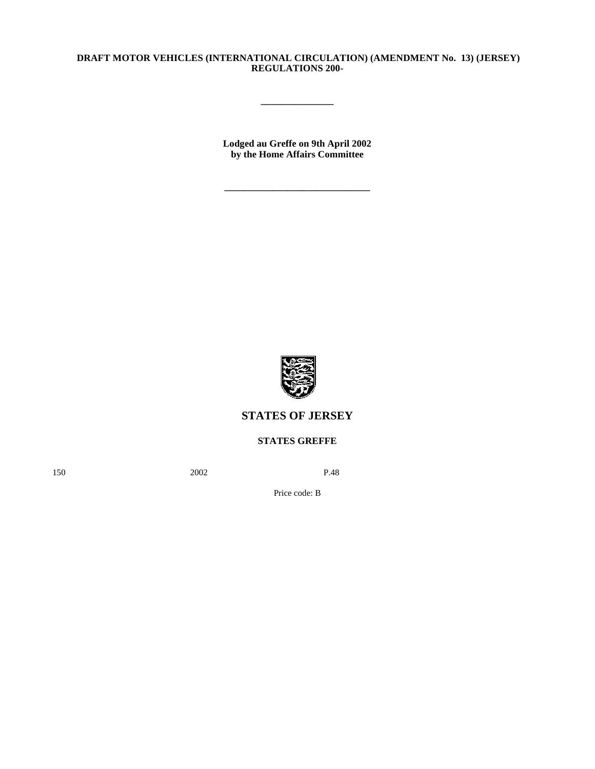**DRAFT MOTOR VEHICLES (INTERNATIONAL CIRCULATION) (AMENDMENT No. 13) (JERSEY) REGULATIONS 200-**

---

**Lodged au Greffe on 9th April 2002**
**by the Home Affairs Committee**

---

**STATES OF JERSEY**

**STATES GREFFE**

150 2002 P.48

Price code: B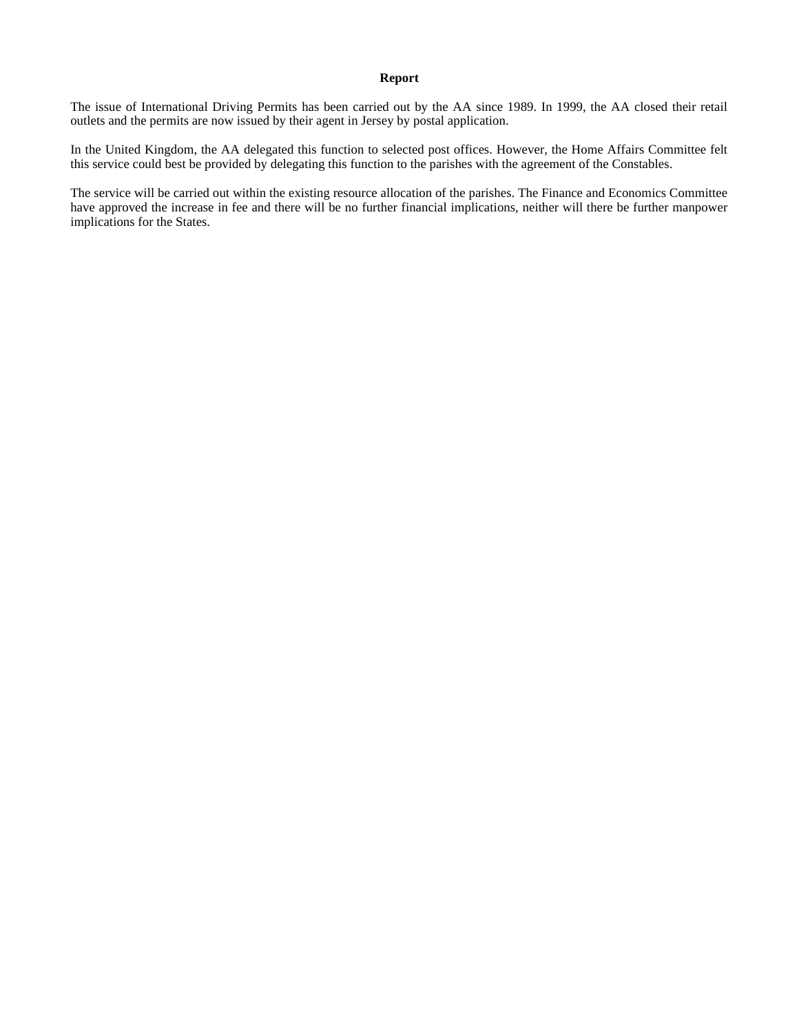## Report

The issue of International Driving Permits has been carried out by the AA since 1989. In 1999, the AA closed their retail outlets and the permits are now issued by their agent in Jersey by postal application.

In the United Kingdom, the AA delegated this function to selected post offices. However, the Home Affairs Committee felt this service could best be provided by delegating this function to the parishes with the agreement of the Constables.

The service will be carried out within the existing resource allocation of the parishes. The Finance and Economics Committee have approved the increase in fee and there will be no further financial implications, neither will there be further manpower implications for the States.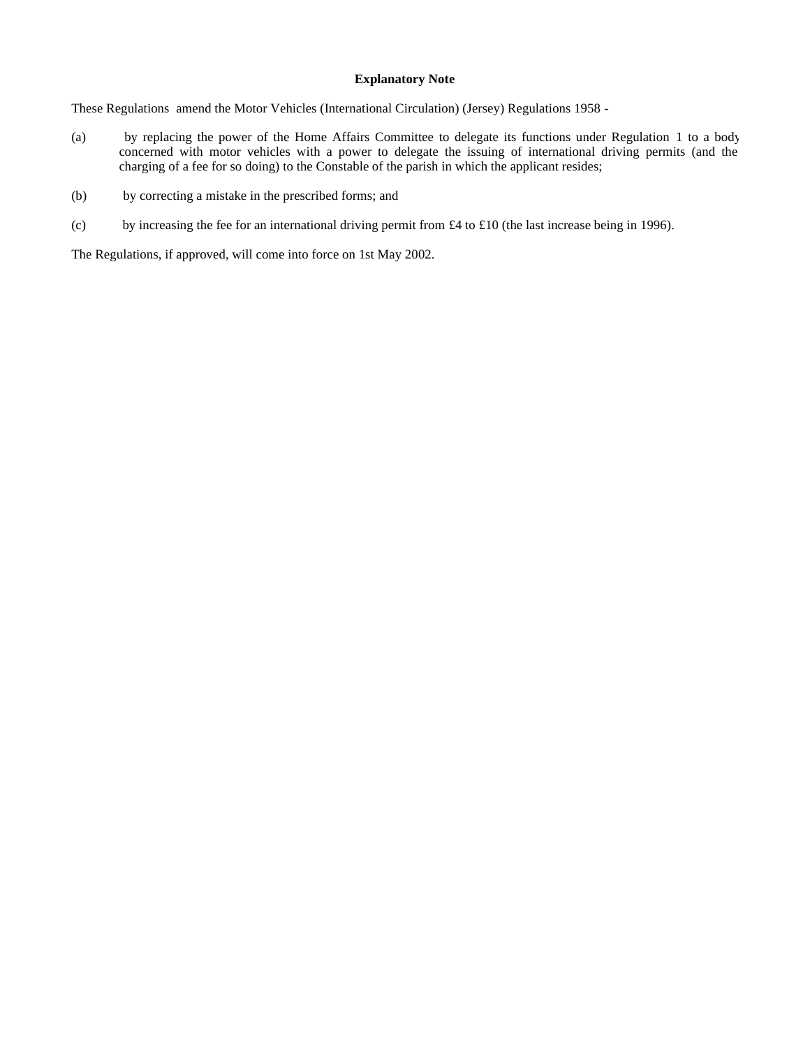**Explanatory Note**

These Regulations amend the Motor Vehicles (International Circulation) (Jersey) Regulations 1958 -

(a) by replacing the power of the Home Affairs Committee to delegate its functions under Regulation 1 to a body concerned with motor vehicles with a power to delegate the issuing of international driving permits (and the charging of a fee for so doing) to the Constable of the parish in which the applicant resides;

(b) by correcting a mistake in the prescribed forms; and

(c) by increasing the fee for an international driving permit from £4 to £10 (the last increase being in 1996).

The Regulations, if approved, will come into force on 1st May 2002.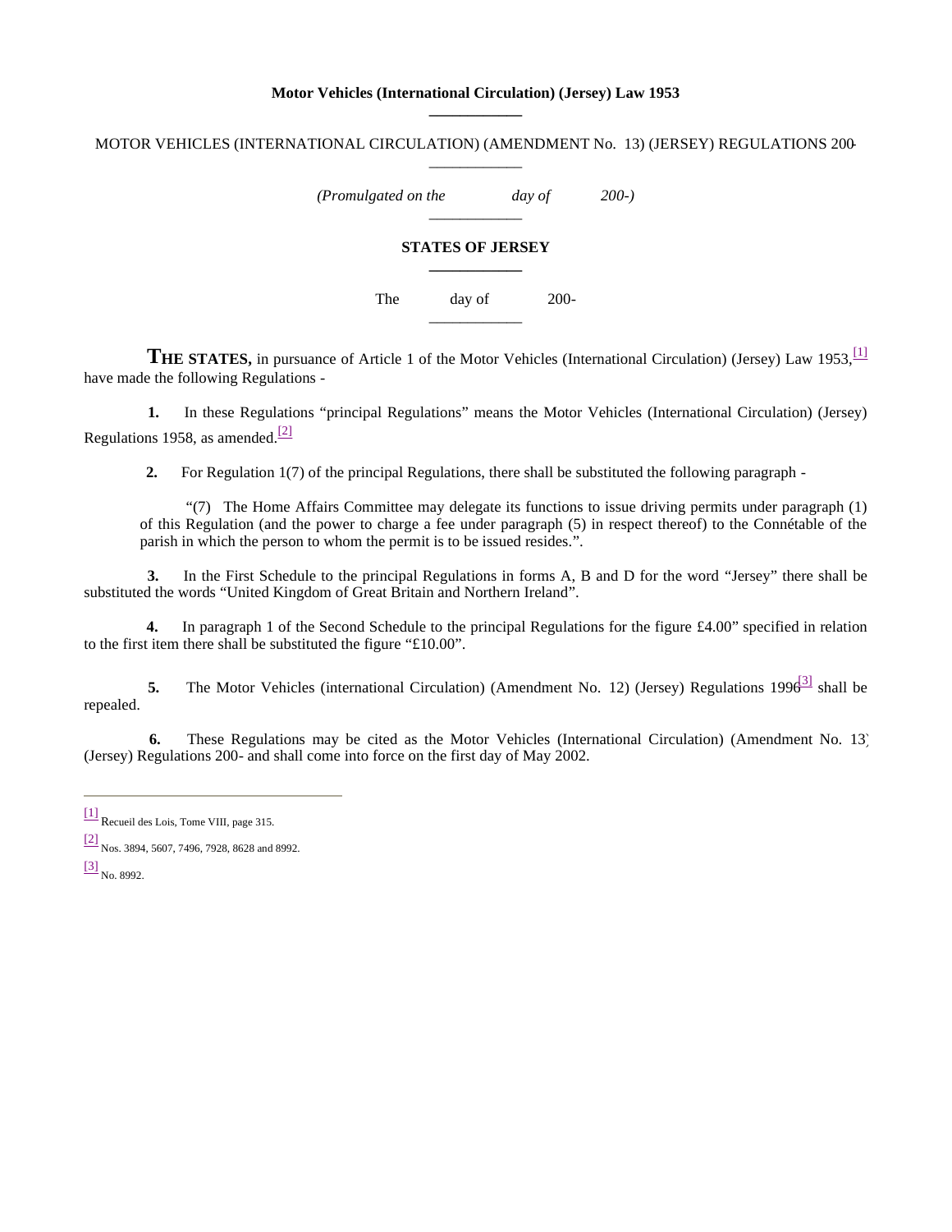**Motor Vehicles (International Circulation) (Jersey) Law 1953**

MOTOR VEHICLES (INTERNATIONAL CIRCULATION) (AMENDMENT No. 13) (JERSEY) REGULATIONS 200-

*(Promulgated on the day of 200-)*

**STATES OF JERSEY**

The day of 200-

**THE STATES,** in pursuance of Article 1 of the Motor Vehicles (International Circulation) (Jersey) Law 1953,[1] have made the following Regulations -

**1.** In these Regulations "principal Regulations" means the Motor Vehicles (International Circulation) (Jersey) Regulations 1958, as amended.[2]

**2.** For Regulation 1(7) of the principal Regulations, there shall be substituted the following paragraph -

> "(7) The Home Affairs Committee may delegate its functions to issue driving permits under paragraph (1) of this Regulation (and the power to charge a fee under paragraph (5) in respect thereof) to the Connétable of the parish in which the person to whom the permit is to be issued resides.".

**3.** In the First Schedule to the principal Regulations in forms A, B and D for the word "Jersey" there shall be substituted the words "United Kingdom of Great Britain and Northern Ireland".

**4.** In paragraph 1 of the Second Schedule to the principal Regulations for the figure £4.00" specified in relation to the first item there shall be substituted the figure "£10.00".

**5.** The Motor Vehicles (international Circulation) (Amendment No. 12) (Jersey) Regulations 1996[3] shall be repealed.

**6.** These Regulations may be cited as the Motor Vehicles (International Circulation) (Amendment No. 13) (Jersey) Regulations 200- and shall come into force on the first day of May 2002.

---

[1] Recueil des Lois, Tome VIII, page 315.

[2] Nos. 3894, 5607, 7496, 7928, 8628 and 8992.

[3] No. 8992.